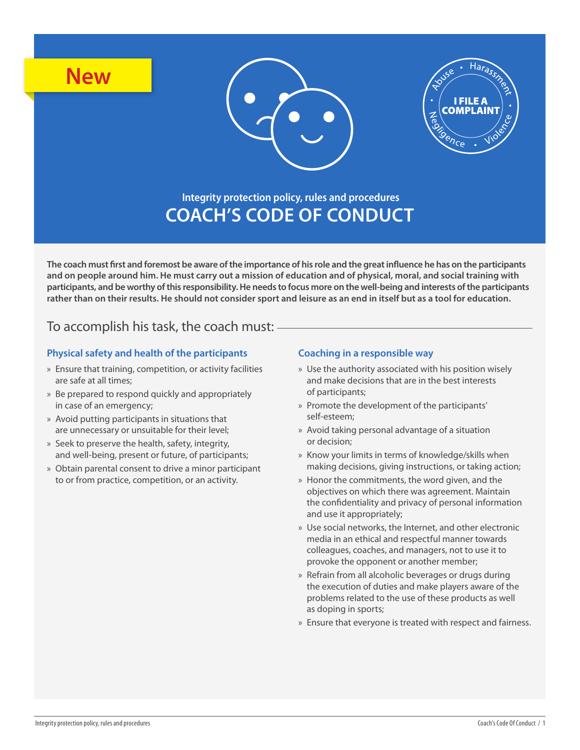New

Integrity protection policy, rules and procedures

# COACH'S CODE OF CONDUCT

**The coach must first and foremost be aware of the importance of his role and the great influence he has on the participants and on people around him. He must carry out a mission of education and of physical, moral, and social training with participants, and be worthy of this responsibility. He needs to focus more on the well-being and interests of the participants rather than on their results. He should not consider sport and leisure as an end in itself but as a tool for education.**

## To accomplish his task, the coach must:

### Physical safety and health of the participants

- Ensure that training, competition, or activity facilities are safe at all times;
- Be prepared to respond quickly and appropriately in case of an emergency;
- Avoid putting participants in situations that are unnecessary or unsuitable for their level;
- Seek to preserve the health, safety, integrity, and well-being, present or future, of participants;
- Obtain parental consent to drive a minor participant to or from practice, competition, or an activity.

### Coaching in a responsible way

- Use the authority associated with his position wisely and make decisions that are in the best interests of participants;
- Promote the development of the participants' self-esteem;
- Avoid taking personal advantage of a situation or decision;
- Know your limits in terms of knowledge/skills when making decisions, giving instructions, or taking action;
- Honor the commitments, the word given, and the objectives on which there was agreement. Maintain the confidentiality and privacy of personal information and use it appropriately;
- Use social networks, the Internet, and other electronic media in an ethical and respectful manner towards colleagues, coaches, and managers, not to use it to provoke the opponent or another member;
- Refrain from all alcoholic beverages or drugs during the execution of duties and make players aware of the problems related to the use of these products as well as doping in sports;
- Ensure that everyone is treated with respect and fairness.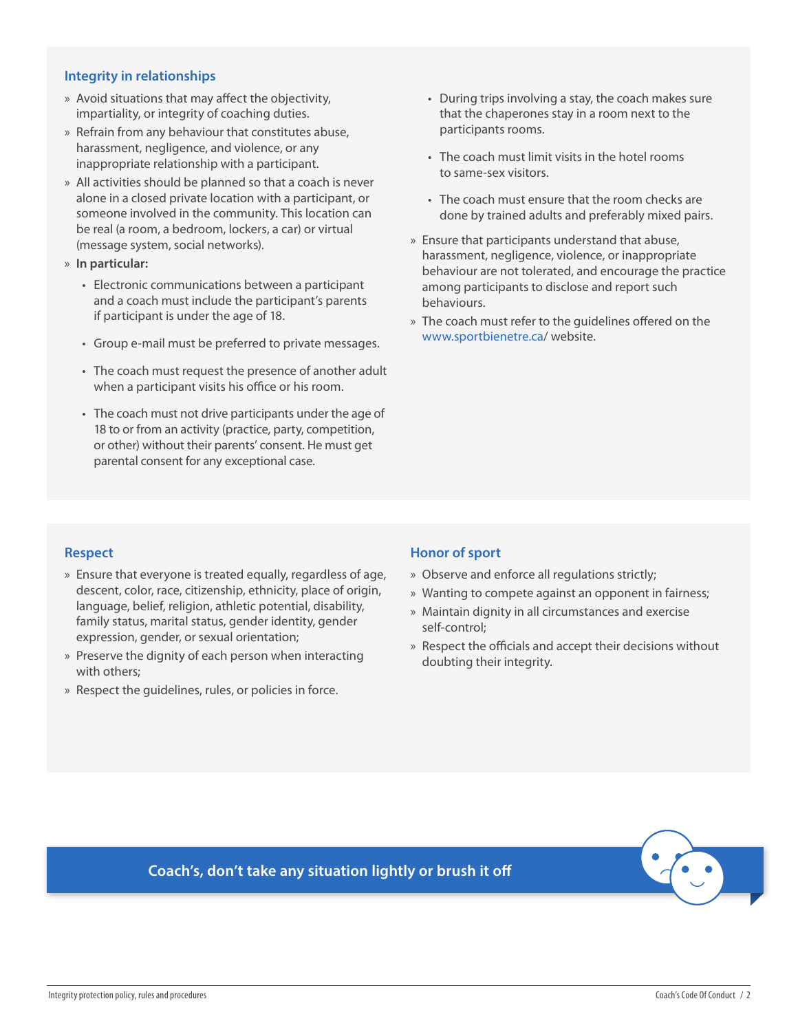### Integrity in relationships

- Avoid situations that may affect the objectivity, impartiality, or integrity of coaching duties.
- Refrain from any behaviour that constitutes abuse, harassment, negligence, and violence, or any inappropriate relationship with a participant.
- All activities should be planned so that a coach is never alone in a closed private location with a participant, or someone involved in the community. This location can be real (a room, a bedroom, lockers, a car) or virtual (message system, social networks).
- **In particular:**
  - Electronic communications between a participant and a coach must include the participant's parents if participant is under the age of 18.
  - Group e-mail must be preferred to private messages.
  - The coach must request the presence of another adult when a participant visits his office or his room.
  - The coach must not drive participants under the age of 18 to or from an activity (practice, party, competition, or other) without their parents' consent. He must get parental consent for any exceptional case.
  - During trips involving a stay, the coach makes sure that the chaperones stay in a room next to the participants rooms.
  - The coach must limit visits in the hotel rooms to same-sex visitors.
  - The coach must ensure that the room checks are done by trained adults and preferably mixed pairs.
- Ensure that participants understand that abuse, harassment, negligence, violence, or inappropriate behaviour are not tolerated, and encourage the practice among participants to disclose and report such behaviours.
- The coach must refer to the guidelines offered on the www.sportbienetre.ca/ website.

### Respect

- Ensure that everyone is treated equally, regardless of age, descent, color, race, citizenship, ethnicity, place of origin, language, belief, religion, athletic potential, disability, family status, marital status, gender identity, gender expression, gender, or sexual orientation;
- Preserve the dignity of each person when interacting with others;
- Respect the guidelines, rules, or policies in force.

### Honor of sport

- Observe and enforce all regulations strictly;
- Wanting to compete against an opponent in fairness;
- Maintain dignity in all circumstances and exercise self-control;
- Respect the officials and accept their decisions without doubting their integrity.

**Coach's, don't take any situation lightly or brush it off**